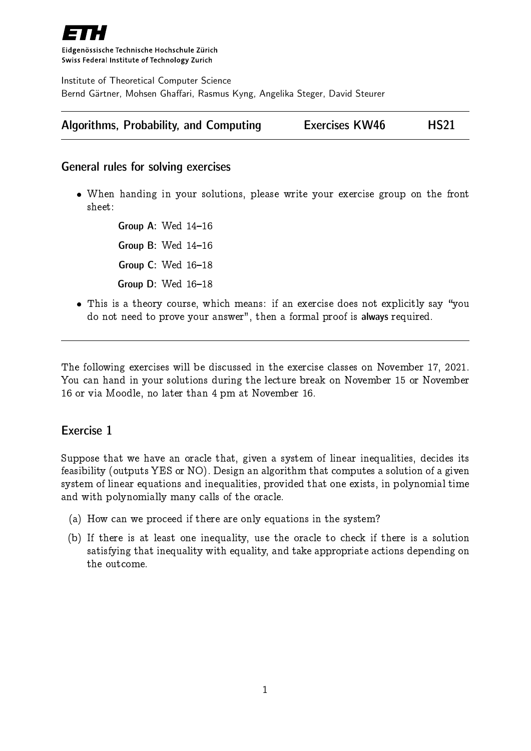**ETH**

Eidgenössische Technische Hochschule Zürich
Swiss Federal Institute of Technology Zurich

Institute of Theoretical Computer Science
Bernd Gärtner, Mohsen Ghaffari, Rasmus Kyng, Angelika Steger, David Steurer

---

**Algorithms, Probability, and Computing** — **Exercises KW46** — **HS21**

---

## General rules for solving exercises

- When handing in your solutions, please write your exercise group on the front sheet:

  **Group A**: Wed 14–16

  **Group B**: Wed 14–16

  **Group C**: Wed 16–18

  **Group D**: Wed 16–18

- This is a theory course, which means: if an exercise does not explicitly say "you do not need to prove your answer", then a formal proof is **always** required.

---

The following exercises will be discussed in the exercise classes on November 17, 2021. You can hand in your solutions during the lecture break on November 15 or November 16 or via Moodle, no later than 4 pm at November 16.

## Exercise 1

Suppose that we have an oracle that, given a system of linear inequalities, decides its feasibility (outputs YES or NO). Design an algorithm that computes a solution of a given system of linear equations and inequalities, provided that one exists, in polynomial time and with polynomially many calls of the oracle.

(a) How can we proceed if there are only equations in the system?

(b) If there is at least one inequality, use the oracle to check if there is a solution satisfying that inequality with equality, and take appropriate actions depending on the outcome.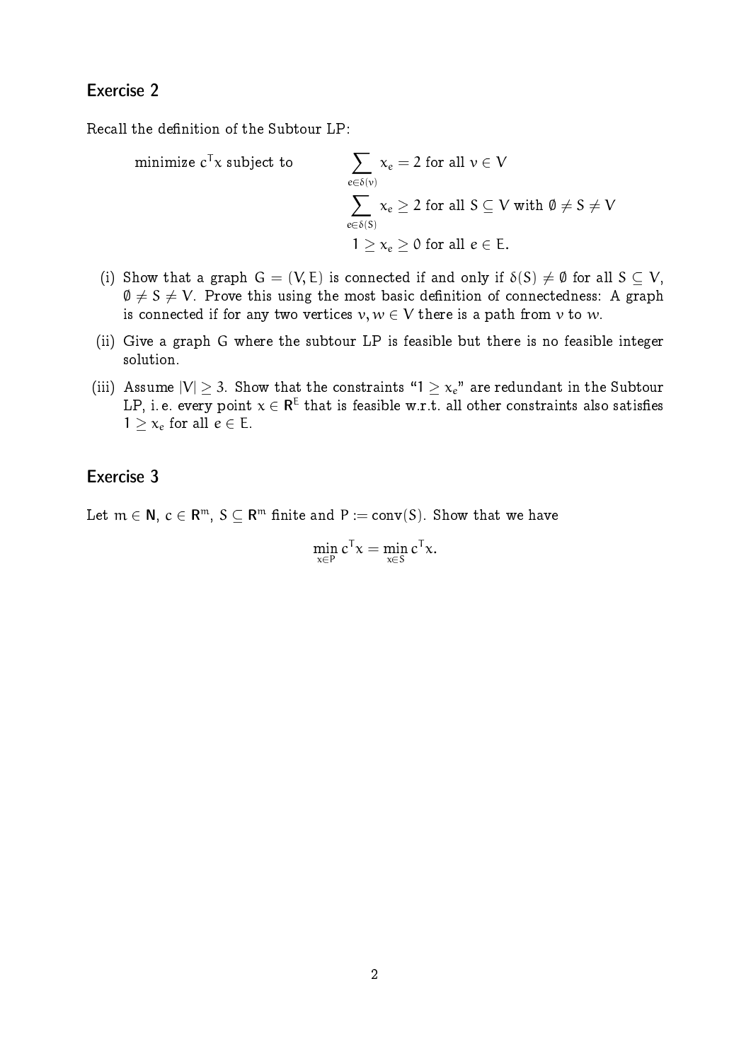## Exercise 2

Recall the definition of the Subtour LP:

$$
\begin{aligned}
\text{minimize } c^T x \text{ subject to} \qquad & \sum_{e \in \delta(v)} x_e = 2 \text{ for all } v \in V \\
& \sum_{e \in \delta(S)} x_e \geq 2 \text{ for all } S \subseteq V \text{ with } \emptyset \neq S \neq V \\
& 1 \geq x_e \geq 0 \text{ for all } e \in E.
\end{aligned}
$$

(i) Show that a graph $G = (V, E)$ is connected if and only if $\delta(S) \neq \emptyset$ for all $S \subseteq V$, $\emptyset \neq S \neq V$. Prove this using the most basic definition of connectedness: A graph is connected if for any two vertices $v, w \in V$ there is a path from $v$ to $w$.

(ii) Give a graph $G$ where the subtour LP is feasible but there is no feasible integer solution.

(iii) Assume $|V| \geq 3$. Show that the constraints "$1 \geq x_e$" are redundant in the Subtour LP, i. e. every point $x \in \mathbb{R}^E$ that is feasible w.r.t. all other constraints also satisfies $1 \geq x_e$ for all $e \in E$.

## Exercise 3

Let $m \in \mathbb{N}$, $c \in \mathbb{R}^m$, $S \subseteq \mathbb{R}^m$ finite and $P := \text{conv}(S)$. Show that we have

$$\min_{x \in P} c^T x = \min_{x \in S} c^T x.$$